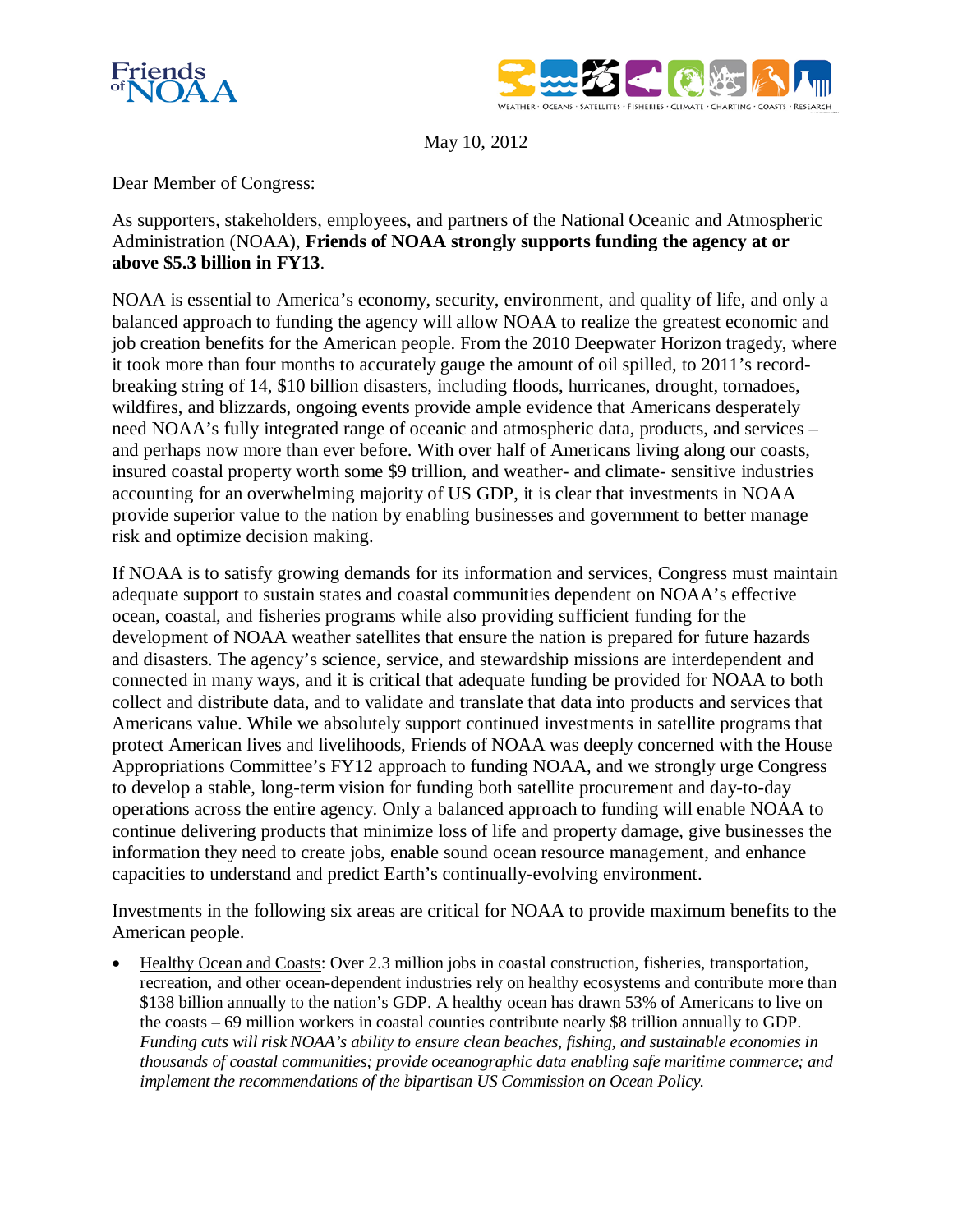Friends of NOAA

WEATHER · OCEANS · SATELLITES · FISHERIES · CLIMATE · CHARTING · COASTS · RESEARCH

May 10, 2012

Dear Member of Congress:

As supporters, stakeholders, employees, and partners of the National Oceanic and Atmospheric Administration (NOAA), **Friends of NOAA strongly supports funding the agency at or above $5.3 billion in FY13**.

NOAA is essential to America's economy, security, environment, and quality of life, and only a balanced approach to funding the agency will allow NOAA to realize the greatest economic and job creation benefits for the American people. From the 2010 Deepwater Horizon tragedy, where it took more than four months to accurately gauge the amount of oil spilled, to 2011's record-breaking string of 14, $10 billion disasters, including floods, hurricanes, drought, tornadoes, wildfires, and blizzards, ongoing events provide ample evidence that Americans desperately need NOAA's fully integrated range of oceanic and atmospheric data, products, and services – and perhaps now more than ever before. With over half of Americans living along our coasts, insured coastal property worth some $9 trillion, and weather- and climate- sensitive industries accounting for an overwhelming majority of US GDP, it is clear that investments in NOAA provide superior value to the nation by enabling businesses and government to better manage risk and optimize decision making.

If NOAA is to satisfy growing demands for its information and services, Congress must maintain adequate support to sustain states and coastal communities dependent on NOAA's effective ocean, coastal, and fisheries programs while also providing sufficient funding for the development of NOAA weather satellites that ensure the nation is prepared for future hazards and disasters. The agency's science, service, and stewardship missions are interdependent and connected in many ways, and it is critical that adequate funding be provided for NOAA to both collect and distribute data, and to validate and translate that data into products and services that Americans value. While we absolutely support continued investments in satellite programs that protect American lives and livelihoods, Friends of NOAA was deeply concerned with the House Appropriations Committee's FY12 approach to funding NOAA, and we strongly urge Congress to develop a stable, long-term vision for funding both satellite procurement and day-to-day operations across the entire agency. Only a balanced approach to funding will enable NOAA to continue delivering products that minimize loss of life and property damage, give businesses the information they need to create jobs, enable sound ocean resource management, and enhance capacities to understand and predict Earth's continually-evolving environment.

Investments in the following six areas are critical for NOAA to provide maximum benefits to the American people.

- <u>Healthy Ocean and Coasts</u>: Over 2.3 million jobs in coastal construction, fisheries, transportation, recreation, and other ocean-dependent industries rely on healthy ecosystems and contribute more than $138 billion annually to the nation's GDP. A healthy ocean has drawn 53% of Americans to live on the coasts – 69 million workers in coastal counties contribute nearly $8 trillion annually to GDP. *Funding cuts will risk NOAA's ability to ensure clean beaches, fishing, and sustainable economies in thousands of coastal communities; provide oceanographic data enabling safe maritime commerce; and implement the recommendations of the bipartisan US Commission on Ocean Policy.*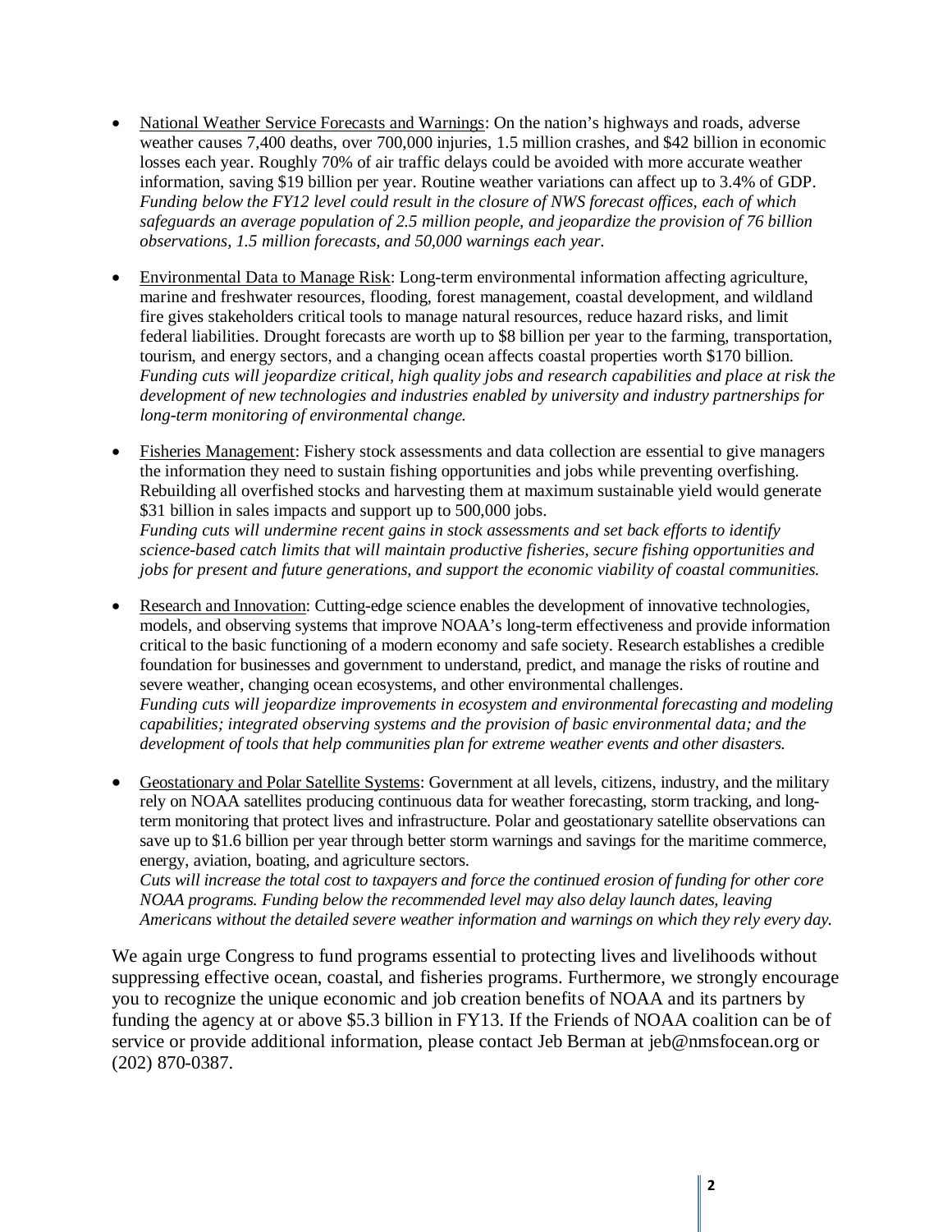- National Weather Service Forecasts and Warnings: On the nation's highways and roads, adverse weather causes 7,400 deaths, over 700,000 injuries, 1.5 million crashes, and $42 billion in economic losses each year. Roughly 70% of air traffic delays could be avoided with more accurate weather information, saving $19 billion per year. Routine weather variations can affect up to 3.4% of GDP. *Funding below the FY12 level could result in the closure of NWS forecast offices, each of which safeguards an average population of 2.5 million people, and jeopardize the provision of 76 billion observations, 1.5 million forecasts, and 50,000 warnings each year.*

- Environmental Data to Manage Risk: Long-term environmental information affecting agriculture, marine and freshwater resources, flooding, forest management, coastal development, and wildland fire gives stakeholders critical tools to manage natural resources, reduce hazard risks, and limit federal liabilities. Drought forecasts are worth up to $8 billion per year to the farming, transportation, tourism, and energy sectors, and a changing ocean affects coastal properties worth $170 billion. *Funding cuts will jeopardize critical, high quality jobs and research capabilities and place at risk the development of new technologies and industries enabled by university and industry partnerships for long-term monitoring of environmental change.*

- Fisheries Management: Fishery stock assessments and data collection are essential to give managers the information they need to sustain fishing opportunities and jobs while preventing overfishing. Rebuilding all overfished stocks and harvesting them at maximum sustainable yield would generate $31 billion in sales impacts and support up to 500,000 jobs.
*Funding cuts will undermine recent gains in stock assessments and set back efforts to identify science-based catch limits that will maintain productive fisheries, secure fishing opportunities and jobs for present and future generations, and support the economic viability of coastal communities.*

- Research and Innovation: Cutting-edge science enables the development of innovative technologies, models, and observing systems that improve NOAA's long-term effectiveness and provide information critical to the basic functioning of a modern economy and safe society. Research establishes a credible foundation for businesses and government to understand, predict, and manage the risks of routine and severe weather, changing ocean ecosystems, and other environmental challenges.
*Funding cuts will jeopardize improvements in ecosystem and environmental forecasting and modeling capabilities; integrated observing systems and the provision of basic environmental data; and the development of tools that help communities plan for extreme weather events and other disasters.*

- Geostationary and Polar Satellite Systems: Government at all levels, citizens, industry, and the military rely on NOAA satellites producing continuous data for weather forecasting, storm tracking, and long-term monitoring that protect lives and infrastructure. Polar and geostationary satellite observations can save up to $1.6 billion per year through better storm warnings and savings for the maritime commerce, energy, aviation, boating, and agriculture sectors.
*Cuts will increase the total cost to taxpayers and force the continued erosion of funding for other core NOAA programs. Funding below the recommended level may also delay launch dates, leaving Americans without the detailed severe weather information and warnings on which they rely every day.*

We again urge Congress to fund programs essential to protecting lives and livelihoods without suppressing effective ocean, coastal, and fisheries programs. Furthermore, we strongly encourage you to recognize the unique economic and job creation benefits of NOAA and its partners by funding the agency at or above $5.3 billion in FY13. If the Friends of NOAA coalition can be of service or provide additional information, please contact Jeb Berman at jeb@nmsfocean.org or (202) 870-0387.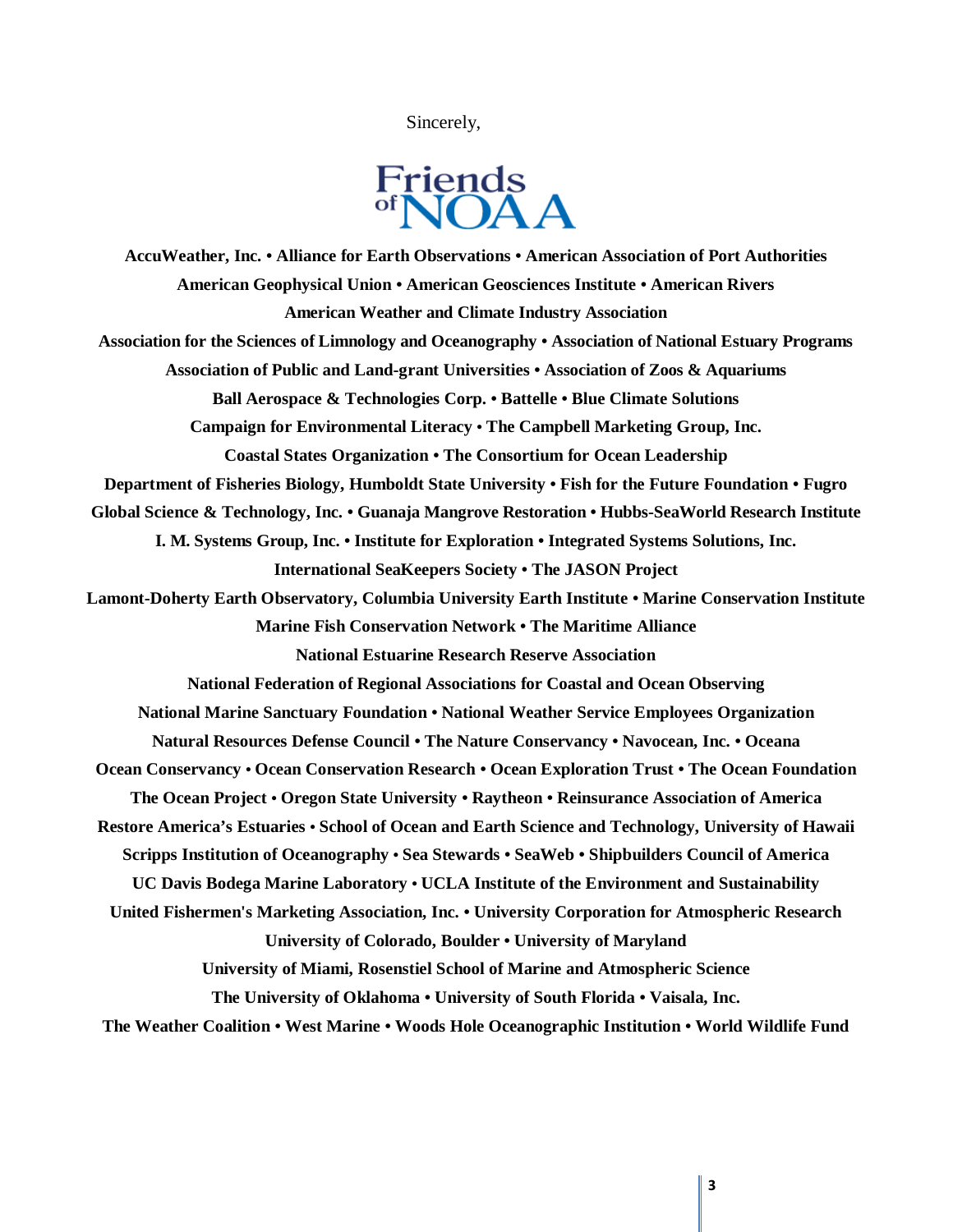Sincerely,

Friends of NOAA

**AccuWeather, Inc. • Alliance for Earth Observations • American Association of Port Authorities**
**American Geophysical Union • American Geosciences Institute • American Rivers**
**American Weather and Climate Industry Association**
**Association for the Sciences of Limnology and Oceanography • Association of National Estuary Programs**
**Association of Public and Land-grant Universities • Association of Zoos & Aquariums**
**Ball Aerospace & Technologies Corp. • Battelle • Blue Climate Solutions**
**Campaign for Environmental Literacy • The Campbell Marketing Group, Inc.**
**Coastal States Organization • The Consortium for Ocean Leadership**
**Department of Fisheries Biology, Humboldt State University • Fish for the Future Foundation • Fugro**
**Global Science & Technology, Inc. • Guanaja Mangrove Restoration • Hubbs-SeaWorld Research Institute**
**I. M. Systems Group, Inc. • Institute for Exploration • Integrated Systems Solutions, Inc.**
**International SeaKeepers Society • The JASON Project**
**Lamont-Doherty Earth Observatory, Columbia University Earth Institute • Marine Conservation Institute**
**Marine Fish Conservation Network • The Maritime Alliance**
**National Estuarine Research Reserve Association**
**National Federation of Regional Associations for Coastal and Ocean Observing**
**National Marine Sanctuary Foundation • National Weather Service Employees Organization**
**Natural Resources Defense Council • The Nature Conservancy • Navocean, Inc. • Oceana**
**Ocean Conservancy • Ocean Conservation Research • Ocean Exploration Trust • The Ocean Foundation**
**The Ocean Project • Oregon State University • Raytheon • Reinsurance Association of America**
**Restore America's Estuaries • School of Ocean and Earth Science and Technology, University of Hawaii**
**Scripps Institution of Oceanography • Sea Stewards • SeaWeb • Shipbuilders Council of America**
**UC Davis Bodega Marine Laboratory • UCLA Institute of the Environment and Sustainability**
**United Fishermen's Marketing Association, Inc. • University Corporation for Atmospheric Research**
**University of Colorado, Boulder • University of Maryland**
**University of Miami, Rosenstiel School of Marine and Atmospheric Science**
**The University of Oklahoma • University of South Florida • Vaisala, Inc.**
**The Weather Coalition • West Marine • Woods Hole Oceanographic Institution • World Wildlife Fund**